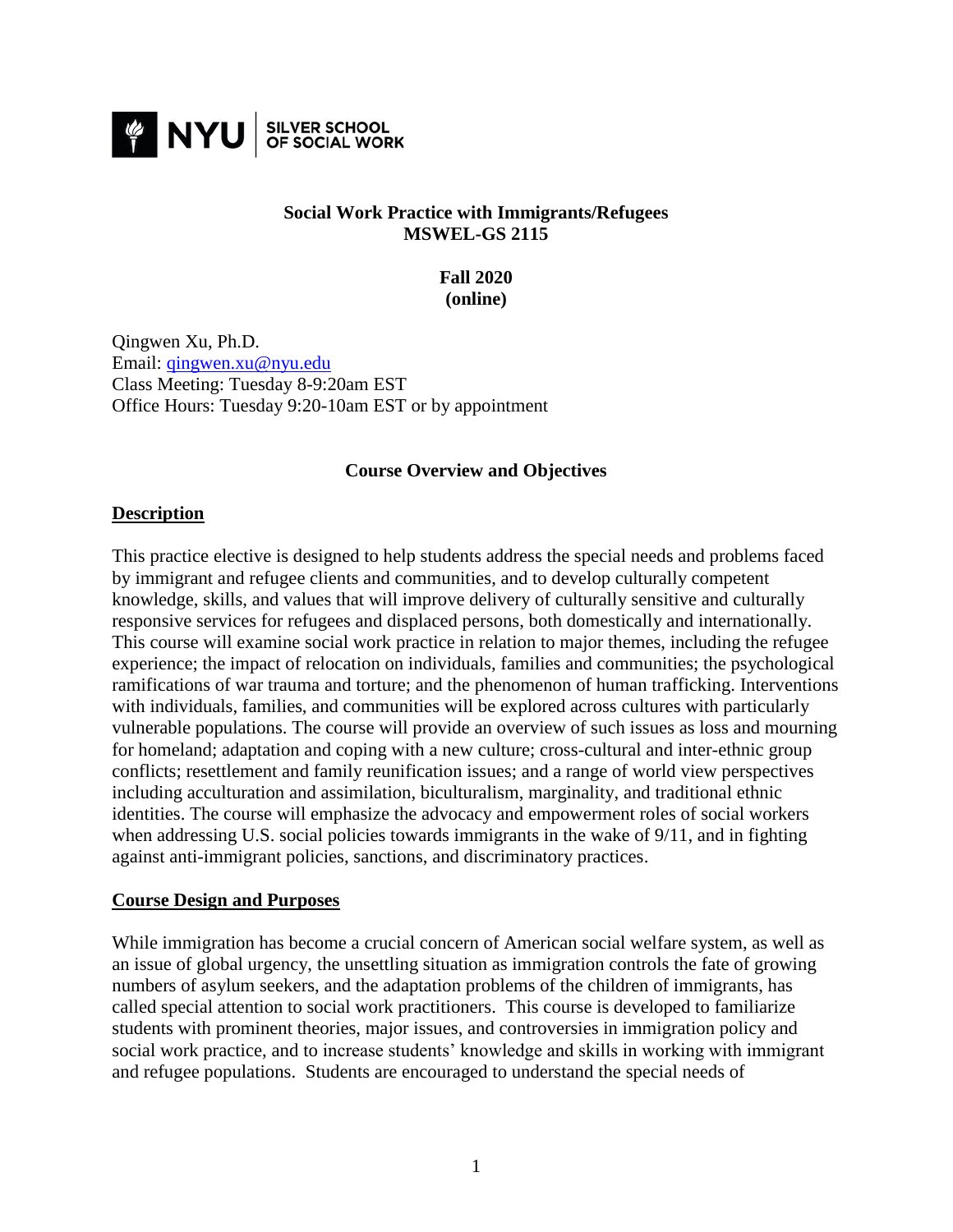NYU | SILVER SCHOOL OF SOCIAL WORK

**Social Work Practice with Immigrants/Refugees**
**MSWEL-GS 2115**

**Fall 2020**
**(online)**

Qingwen Xu, Ph.D.
Email: qingwen.xu@nyu.edu
Class Meeting: Tuesday 8-9:20am EST
Office Hours: Tuesday 9:20-10am EST or by appointment

## Course Overview and Objectives

### Description

This practice elective is designed to help students address the special needs and problems faced by immigrant and refugee clients and communities, and to develop culturally competent knowledge, skills, and values that will improve delivery of culturally sensitive and culturally responsive services for refugees and displaced persons, both domestically and internationally. This course will examine social work practice in relation to major themes, including the refugee experience; the impact of relocation on individuals, families and communities; the psychological ramifications of war trauma and torture; and the phenomenon of human trafficking. Interventions with individuals, families, and communities will be explored across cultures with particularly vulnerable populations. The course will provide an overview of such issues as loss and mourning for homeland; adaptation and coping with a new culture; cross-cultural and inter-ethnic group conflicts; resettlement and family reunification issues; and a range of world view perspectives including acculturation and assimilation, biculturalism, marginality, and traditional ethnic identities. The course will emphasize the advocacy and empowerment roles of social workers when addressing U.S. social policies towards immigrants in the wake of 9/11, and in fighting against anti-immigrant policies, sanctions, and discriminatory practices.

### Course Design and Purposes

While immigration has become a crucial concern of American social welfare system, as well as an issue of global urgency, the unsettling situation as immigration controls the fate of growing numbers of asylum seekers, and the adaptation problems of the children of immigrants, has called special attention to social work practitioners. This course is developed to familiarize students with prominent theories, major issues, and controversies in immigration policy and social work practice, and to increase students' knowledge and skills in working with immigrant and refugee populations. Students are encouraged to understand the special needs of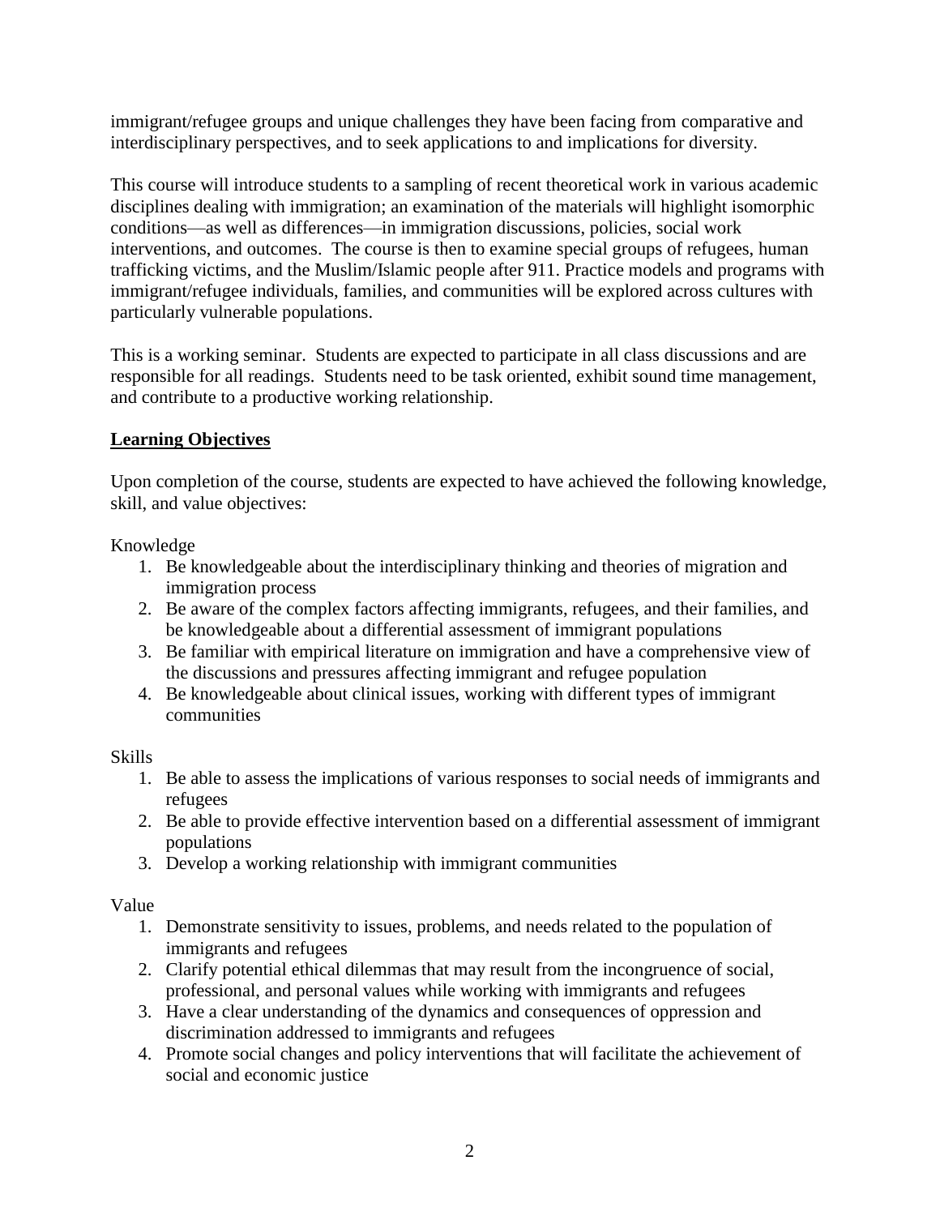immigrant/refugee groups and unique challenges they have been facing from comparative and interdisciplinary perspectives, and to seek applications to and implications for diversity.

This course will introduce students to a sampling of recent theoretical work in various academic disciplines dealing with immigration; an examination of the materials will highlight isomorphic conditions—as well as differences—in immigration discussions, policies, social work interventions, and outcomes. The course is then to examine special groups of refugees, human trafficking victims, and the Muslim/Islamic people after 911. Practice models and programs with immigrant/refugee individuals, families, and communities will be explored across cultures with particularly vulnerable populations.

This is a working seminar. Students are expected to participate in all class discussions and are responsible for all readings. Students need to be task oriented, exhibit sound time management, and contribute to a productive working relationship.

## Learning Objectives

Upon completion of the course, students are expected to have achieved the following knowledge, skill, and value objectives:

Knowledge

1. Be knowledgeable about the interdisciplinary thinking and theories of migration and immigration process
2. Be aware of the complex factors affecting immigrants, refugees, and their families, and be knowledgeable about a differential assessment of immigrant populations
3. Be familiar with empirical literature on immigration and have a comprehensive view of the discussions and pressures affecting immigrant and refugee population
4. Be knowledgeable about clinical issues, working with different types of immigrant communities

Skills

1. Be able to assess the implications of various responses to social needs of immigrants and refugees
2. Be able to provide effective intervention based on a differential assessment of immigrant populations
3. Develop a working relationship with immigrant communities

Value

1. Demonstrate sensitivity to issues, problems, and needs related to the population of immigrants and refugees
2. Clarify potential ethical dilemmas that may result from the incongruence of social, professional, and personal values while working with immigrants and refugees
3. Have a clear understanding of the dynamics and consequences of oppression and discrimination addressed to immigrants and refugees
4. Promote social changes and policy interventions that will facilitate the achievement of social and economic justice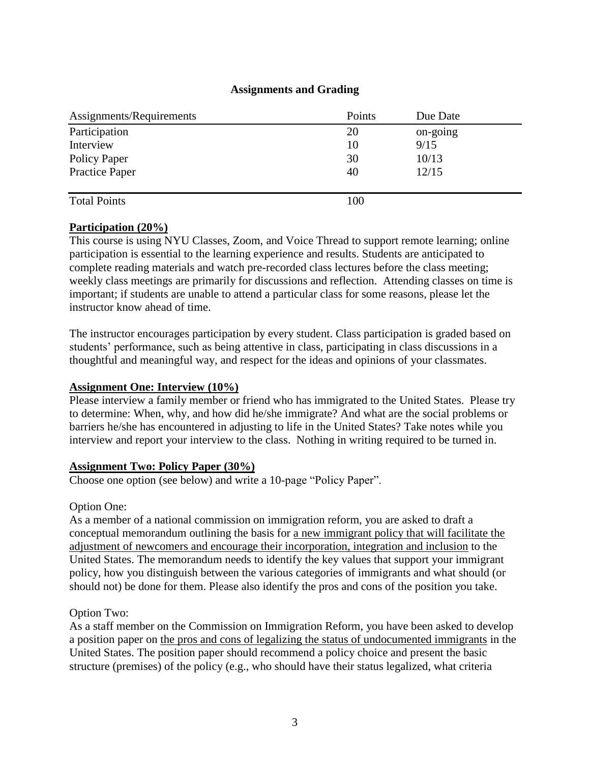## Assignments and Grading

| Assignments/Requirements | Points | Due Date |
|---|---|---|
| Participation | 20 | on-going |
| Interview | 10 | 9/15 |
| Policy Paper | 30 | 10/13 |
| Practice Paper | 40 | 12/15 |
| Total Points | 100 | |

**Participation (20%)**

This course is using NYU Classes, Zoom, and Voice Thread to support remote learning; online participation is essential to the learning experience and results. Students are anticipated to complete reading materials and watch pre-recorded class lectures before the class meeting; weekly class meetings are primarily for discussions and reflection. Attending classes on time is important; if students are unable to attend a particular class for some reasons, please let the instructor know ahead of time.

The instructor encourages participation by every student. Class participation is graded based on students' performance, such as being attentive in class, participating in class discussions in a thoughtful and meaningful way, and respect for the ideas and opinions of your classmates.

**Assignment One: Interview (10%)**

Please interview a family member or friend who has immigrated to the United States. Please try to determine: When, why, and how did he/she immigrate? And what are the social problems or barriers he/she has encountered in adjusting to life in the United States? Take notes while you interview and report your interview to the class. Nothing in writing required to be turned in.

**Assignment Two: Policy Paper (30%)**

Choose one option (see below) and write a 10-page "Policy Paper".

Option One:

As a member of a national commission on immigration reform, you are asked to draft a conceptual memorandum outlining the basis for a new immigrant policy that will facilitate the adjustment of newcomers and encourage their incorporation, integration and inclusion to the United States. The memorandum needs to identify the key values that support your immigrant policy, how you distinguish between the various categories of immigrants and what should (or should not) be done for them. Please also identify the pros and cons of the position you take.

Option Two:

As a staff member on the Commission on Immigration Reform, you have been asked to develop a position paper on the pros and cons of legalizing the status of undocumented immigrants in the United States. The position paper should recommend a policy choice and present the basic structure (premises) of the policy (e.g., who should have their status legalized, what criteria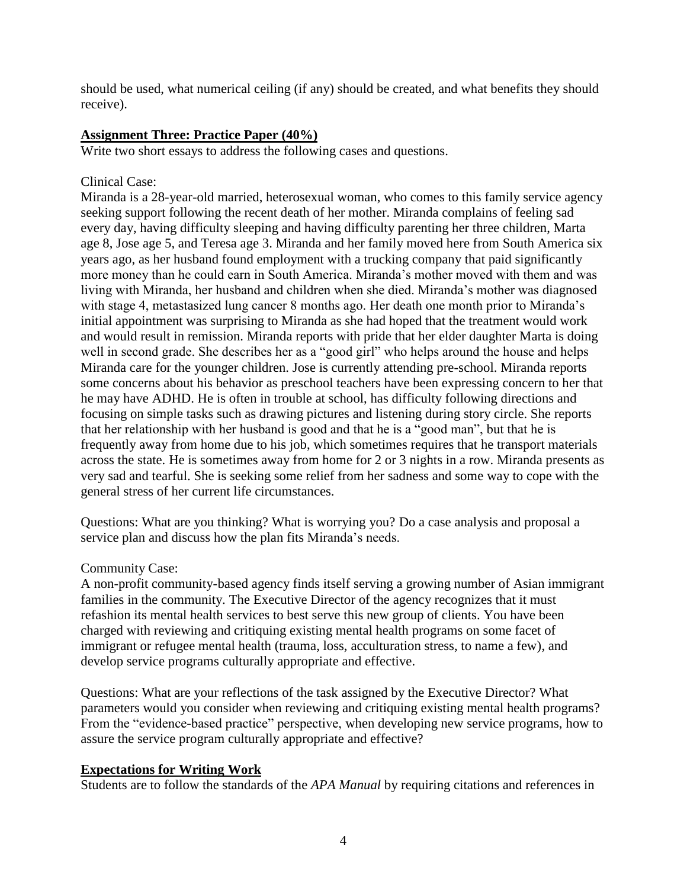should be used, what numerical ceiling (if any) should be created, and what benefits they should receive).

## Assignment Three: Practice Paper (40%)

Write two short essays to address the following cases and questions.

Clinical Case:

Miranda is a 28-year-old married, heterosexual woman, who comes to this family service agency seeking support following the recent death of her mother. Miranda complains of feeling sad every day, having difficulty sleeping and having difficulty parenting her three children, Marta age 8, Jose age 5, and Teresa age 3. Miranda and her family moved here from South America six years ago, as her husband found employment with a trucking company that paid significantly more money than he could earn in South America. Miranda's mother moved with them and was living with Miranda, her husband and children when she died. Miranda's mother was diagnosed with stage 4, metastasized lung cancer 8 months ago. Her death one month prior to Miranda's initial appointment was surprising to Miranda as she had hoped that the treatment would work and would result in remission. Miranda reports with pride that her elder daughter Marta is doing well in second grade. She describes her as a "good girl" who helps around the house and helps Miranda care for the younger children. Jose is currently attending pre-school. Miranda reports some concerns about his behavior as preschool teachers have been expressing concern to her that he may have ADHD. He is often in trouble at school, has difficulty following directions and focusing on simple tasks such as drawing pictures and listening during story circle. She reports that her relationship with her husband is good and that he is a "good man", but that he is frequently away from home due to his job, which sometimes requires that he transport materials across the state. He is sometimes away from home for 2 or 3 nights in a row. Miranda presents as very sad and tearful. She is seeking some relief from her sadness and some way to cope with the general stress of her current life circumstances.

Questions: What are you thinking? What is worrying you? Do a case analysis and proposal a service plan and discuss how the plan fits Miranda's needs.

Community Case:

A non-profit community-based agency finds itself serving a growing number of Asian immigrant families in the community. The Executive Director of the agency recognizes that it must refashion its mental health services to best serve this new group of clients. You have been charged with reviewing and critiquing existing mental health programs on some facet of immigrant or refugee mental health (trauma, loss, acculturation stress, to name a few), and develop service programs culturally appropriate and effective.

Questions: What are your reflections of the task assigned by the Executive Director? What parameters would you consider when reviewing and critiquing existing mental health programs? From the "evidence-based practice" perspective, when developing new service programs, how to assure the service program culturally appropriate and effective?

## Expectations for Writing Work

Students are to follow the standards of the *APA Manual* by requiring citations and references in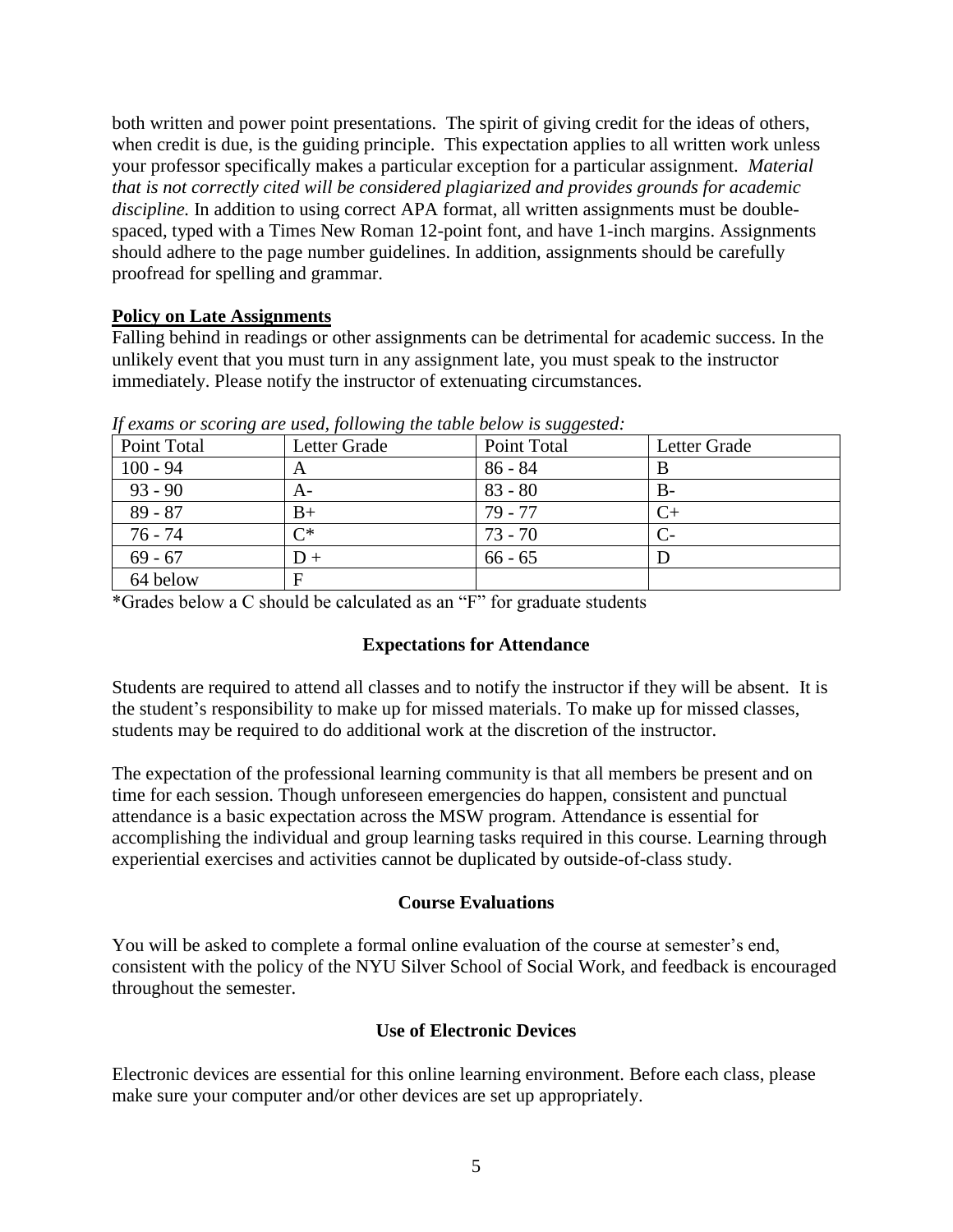both written and power point presentations. The spirit of giving credit for the ideas of others, when credit is due, is the guiding principle. This expectation applies to all written work unless your professor specifically makes a particular exception for a particular assignment. *Material that is not correctly cited will be considered plagiarized and provides grounds for academic discipline.* In addition to using correct APA format, all written assignments must be double-spaced, typed with a Times New Roman 12-point font, and have 1-inch margins. Assignments should adhere to the page number guidelines. In addition, assignments should be carefully proofread for spelling and grammar.

**Policy on Late Assignments**

Falling behind in readings or other assignments can be detrimental for academic success. In the unlikely event that you must turn in any assignment late, you must speak to the instructor immediately. Please notify the instructor of extenuating circumstances.

*If exams or scoring are used, following the table below is suggested:*

| Point Total | Letter Grade | Point Total | Letter Grade |
|---|---|---|---|
| 100 - 94 | A | 86 - 84 | B |
| 93 - 90 | A- | 83 - 80 | B- |
| 89 - 87 | B+ | 79 - 77 | C+ |
| 76 - 74 | C* | 73 - 70 | C- |
| 69 - 67 | D + | 66 - 65 | D |
| 64 below | F | | |

*Grades below a C should be calculated as an "F" for graduate students

## Expectations for Attendance

Students are required to attend all classes and to notify the instructor if they will be absent. It is the student's responsibility to make up for missed materials. To make up for missed classes, students may be required to do additional work at the discretion of the instructor.

The expectation of the professional learning community is that all members be present and on time for each session. Though unforeseen emergencies do happen, consistent and punctual attendance is a basic expectation across the MSW program. Attendance is essential for accomplishing the individual and group learning tasks required in this course. Learning through experiential exercises and activities cannot be duplicated by outside-of-class study.

## Course Evaluations

You will be asked to complete a formal online evaluation of the course at semester's end, consistent with the policy of the NYU Silver School of Social Work, and feedback is encouraged throughout the semester.

## Use of Electronic Devices

Electronic devices are essential for this online learning environment. Before each class, please make sure your computer and/or other devices are set up appropriately.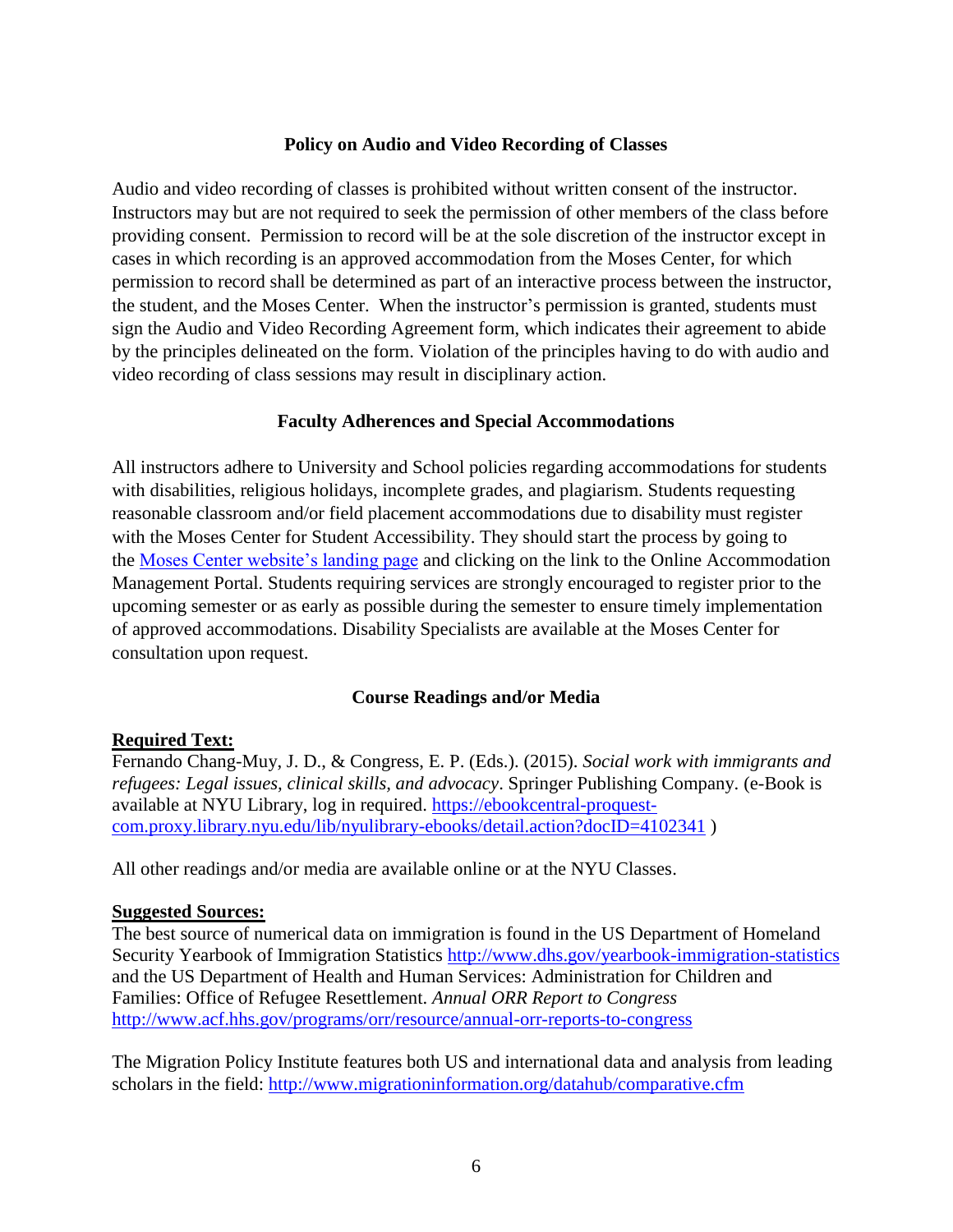## Policy on Audio and Video Recording of Classes

Audio and video recording of classes is prohibited without written consent of the instructor. Instructors may but are not required to seek the permission of other members of the class before providing consent. Permission to record will be at the sole discretion of the instructor except in cases in which recording is an approved accommodation from the Moses Center, for which permission to record shall be determined as part of an interactive process between the instructor, the student, and the Moses Center. When the instructor's permission is granted, students must sign the Audio and Video Recording Agreement form, which indicates their agreement to abide by the principles delineated on the form. Violation of the principles having to do with audio and video recording of class sessions may result in disciplinary action.

## Faculty Adherences and Special Accommodations

All instructors adhere to University and School policies regarding accommodations for students with disabilities, religious holidays, incomplete grades, and plagiarism. Students requesting reasonable classroom and/or field placement accommodations due to disability must register with the Moses Center for Student Accessibility. They should start the process by going to the Moses Center website's landing page and clicking on the link to the Online Accommodation Management Portal. Students requiring services are strongly encouraged to register prior to the upcoming semester or as early as possible during the semester to ensure timely implementation of approved accommodations. Disability Specialists are available at the Moses Center for consultation upon request.

## Course Readings and/or Media

**Required Text:**

Fernando Chang-Muy, J. D., & Congress, E. P. (Eds.). (2015). *Social work with immigrants and refugees: Legal issues, clinical skills, and advocacy*. Springer Publishing Company. (e-Book is available at NYU Library, log in required. https://ebookcentral-proquest-com.proxy.library.nyu.edu/lib/nyulibrary-ebooks/detail.action?docID=4102341 )

All other readings and/or media are available online or at the NYU Classes.

**Suggested Sources:**

The best source of numerical data on immigration is found in the US Department of Homeland Security Yearbook of Immigration Statistics http://www.dhs.gov/yearbook-immigration-statistics and the US Department of Health and Human Services: Administration for Children and Families: Office of Refugee Resettlement. *Annual ORR Report to Congress* http://www.acf.hhs.gov/programs/orr/resource/annual-orr-reports-to-congress

The Migration Policy Institute features both US and international data and analysis from leading scholars in the field: http://www.migrationinformation.org/datahub/comparative.cfm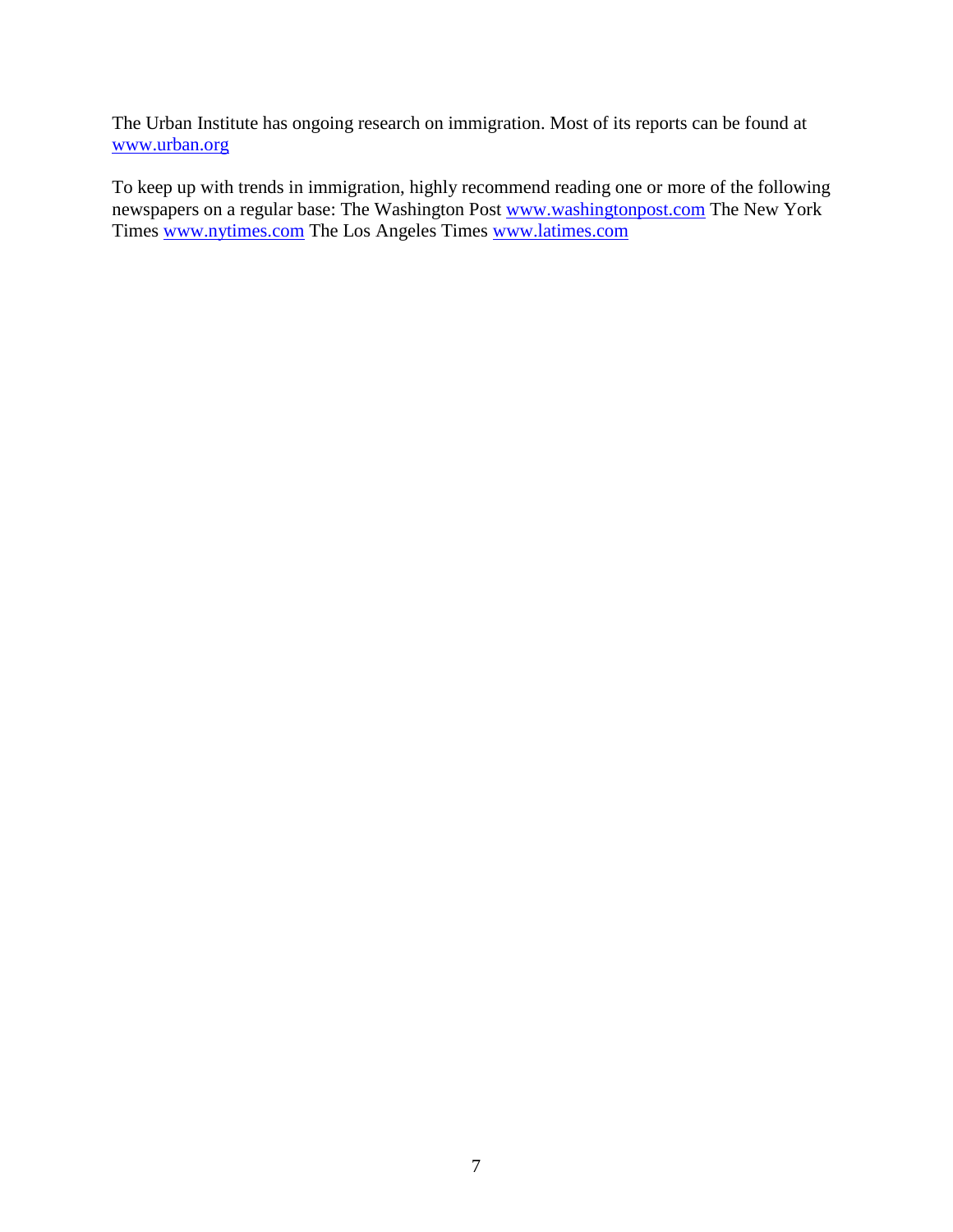The Urban Institute has ongoing research on immigration. Most of its reports can be found at www.urban.org

To keep up with trends in immigration, highly recommend reading one or more of the following newspapers on a regular base: The Washington Post www.washingtonpost.com The New York Times www.nytimes.com The Los Angeles Times www.latimes.com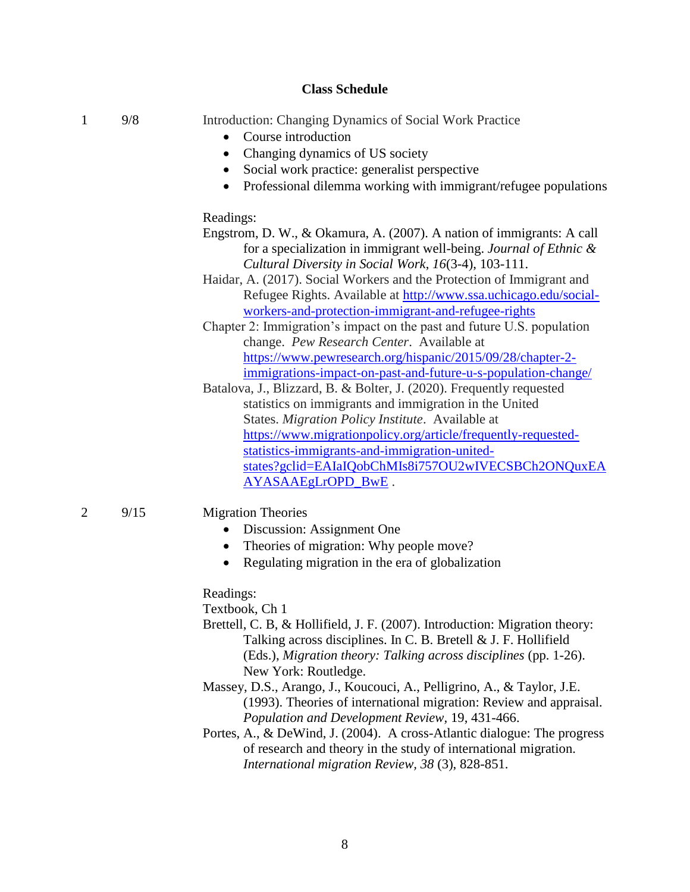## Class Schedule

**1 — 9/8**

Introduction: Changing Dynamics of Social Work Practice

- Course introduction
- Changing dynamics of US society
- Social work practice: generalist perspective
- Professional dilemma working with immigrant/refugee populations

Readings:

Engstrom, D. W., & Okamura, A. (2007). A nation of immigrants: A call for a specialization in immigrant well-being. *Journal of Ethnic & Cultural Diversity in Social Work*, *16*(3-4), 103-111.

Haidar, A. (2017). Social Workers and the Protection of Immigrant and Refugee Rights. Available at http://www.ssa.uchicago.edu/social-workers-and-protection-immigrant-and-refugee-rights

Chapter 2: Immigration's impact on the past and future U.S. population change. *Pew Research Center*. Available at https://www.pewresearch.org/hispanic/2015/09/28/chapter-2-immigrations-impact-on-past-and-future-u-s-population-change/

Batalova, J., Blizzard, B. & Bolter, J. (2020). Frequently requested statistics on immigrants and immigration in the United States. *Migration Policy Institute*. Available at https://www.migrationpolicy.org/article/frequently-requested-statistics-immigrants-and-immigration-united-states?gclid=EAIaIQobChMIs8i757OU2wIVECSBCh2ONQuxEAAYASAAEgLrOPD_BwE .

**2 — 9/15**

Migration Theories

- Discussion: Assignment One
- Theories of migration: Why people move?
- Regulating migration in the era of globalization

Readings:

Textbook, Ch 1

Brettell, C. B, & Hollifield, J. F. (2007). Introduction: Migration theory: Talking across disciplines. In C. B. Bretell & J. F. Hollifield (Eds.), *Migration theory: Talking across disciplines* (pp. 1-26). New York: Routledge.

Massey, D.S., Arango, J., Koucouci, A., Pelligrino, A., & Taylor, J.E. (1993). Theories of international migration: Review and appraisal. *Population and Development Review*, 19, 431-466.

Portes, A., & DeWind, J. (2004). A cross-Atlantic dialogue: The progress of research and theory in the study of international migration. *International migration Review*, *38* (3), 828-851.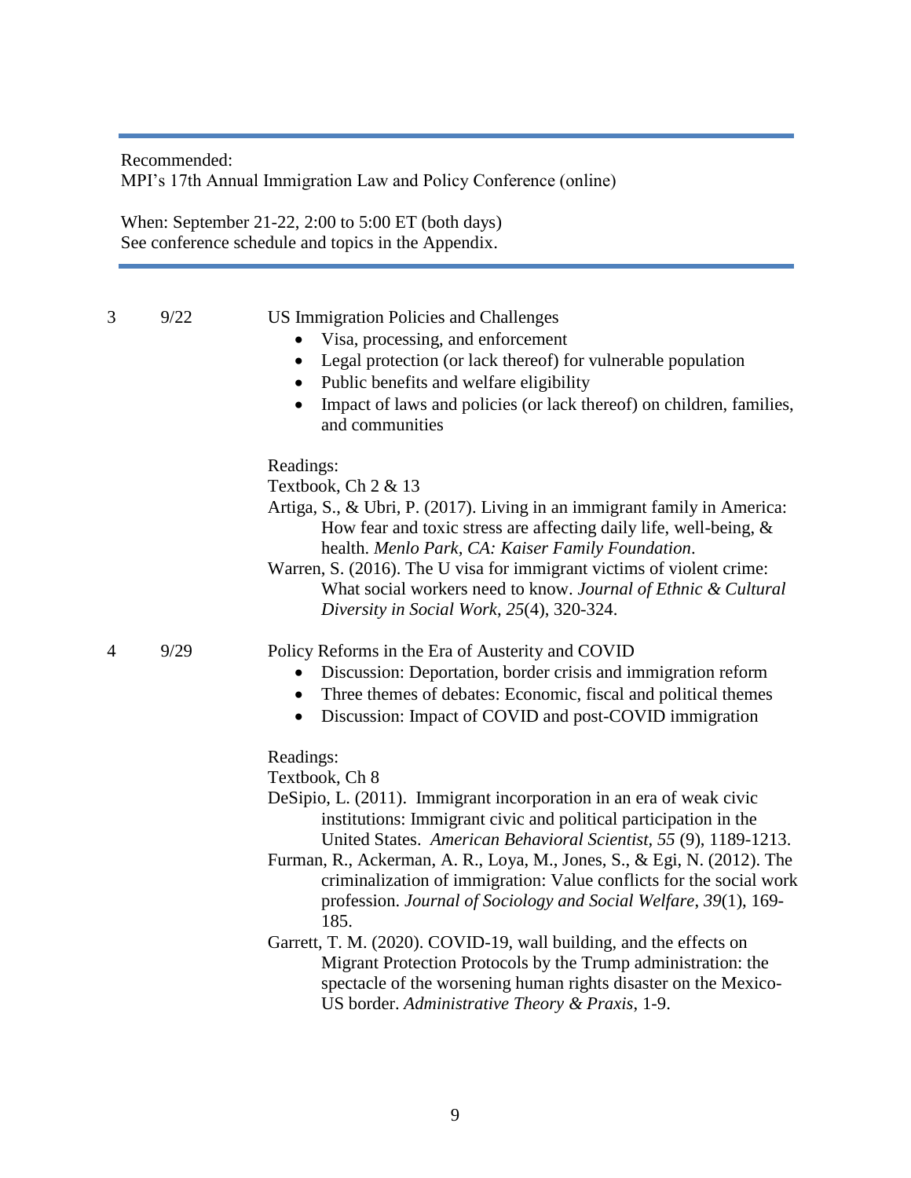Recommended:
MPI's 17th Annual Immigration Law and Policy Conference (online)

When: September 21-22, 2:00 to 5:00 ET (both days)
See conference schedule and topics in the Appendix.

---

| | | |
|---|---|---|
| 3 | 9/22 | US Immigration Policies and Challenges<br>• Visa, processing, and enforcement<br>• Legal protection (or lack thereof) for vulnerable population<br>• Public benefits and welfare eligibility<br>• Impact of laws and policies (or lack thereof) on children, families, and communities<br><br>Readings:<br>Textbook, Ch 2 & 13<br>Artiga, S., & Ubri, P. (2017). Living in an immigrant family in America: How fear and toxic stress are affecting daily life, well-being, & health. *Menlo Park, CA: Kaiser Family Foundation*.<br>Warren, S. (2016). The U visa for immigrant victims of violent crime: What social workers need to know. *Journal of Ethnic & Cultural Diversity in Social Work*, *25*(4), 320-324. |
| 4 | 9/29 | Policy Reforms in the Era of Austerity and COVID<br>• Discussion: Deportation, border crisis and immigration reform<br>• Three themes of debates: Economic, fiscal and political themes<br>• Discussion: Impact of COVID and post-COVID immigration<br><br>Readings:<br>Textbook, Ch 8<br>DeSipio, L. (2011). Immigrant incorporation in an era of weak civic institutions: Immigrant civic and political participation in the United States. *American Behavioral Scientist*, *55* (9), 1189-1213.<br>Furman, R., Ackerman, A. R., Loya, M., Jones, S., & Egi, N. (2012). The criminalization of immigration: Value conflicts for the social work profession. *Journal of Sociology and Social Welfare*, *39*(1), 169-185.<br>Garrett, T. M. (2020). COVID-19, wall building, and the effects on Migrant Protection Protocols by the Trump administration: the spectacle of the worsening human rights disaster on the Mexico-US border. *Administrative Theory & Praxis*, 1-9. |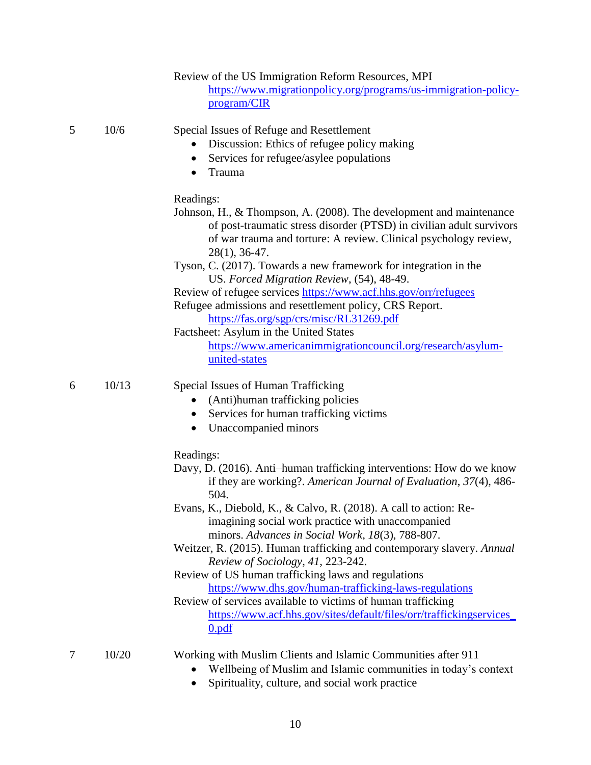Review of the US Immigration Reform Resources, MPI
https://www.migrationpolicy.org/programs/us-immigration-policy-program/CIR

5 10/6 Special Issues of Refuge and Resettlement

- Discussion: Ethics of refugee policy making
- Services for refugee/asylee populations
- Trauma

Readings:

Johnson, H., & Thompson, A. (2008). The development and maintenance of post-traumatic stress disorder (PTSD) in civilian adult survivors of war trauma and torture: A review. Clinical psychology review, 28(1), 36-47.

Tyson, C. (2017). Towards a new framework for integration in the US. *Forced Migration Review*, (54), 48-49.

Review of refugee services https://www.acf.hhs.gov/orr/refugees

Refugee admissions and resettlement policy, CRS Report.
https://fas.org/sgp/crs/misc/RL31269.pdf

Factsheet: Asylum in the United States
https://www.americanimmigrationcouncil.org/research/asylum-united-states

6 10/13 Special Issues of Human Trafficking

- (Anti)human trafficking policies
- Services for human trafficking victims
- Unaccompanied minors

Readings:

Davy, D. (2016). Anti–human trafficking interventions: How do we know if they are working?. *American Journal of Evaluation*, *37*(4), 486-504.

Evans, K., Diebold, K., & Calvo, R. (2018). A call to action: Re-imagining social work practice with unaccompanied minors. *Advances in Social Work*, *18*(3), 788-807.

Weitzer, R. (2015). Human trafficking and contemporary slavery. *Annual Review of Sociology*, *41*, 223-242.

Review of US human trafficking laws and regulations
https://www.dhs.gov/human-trafficking-laws-regulations

Review of services available to victims of human trafficking
https://www.acf.hhs.gov/sites/default/files/orr/traffickingservices_0.pdf

7 10/20 Working with Muslim Clients and Islamic Communities after 911

- Wellbeing of Muslim and Islamic communities in today's context
- Spirituality, culture, and social work practice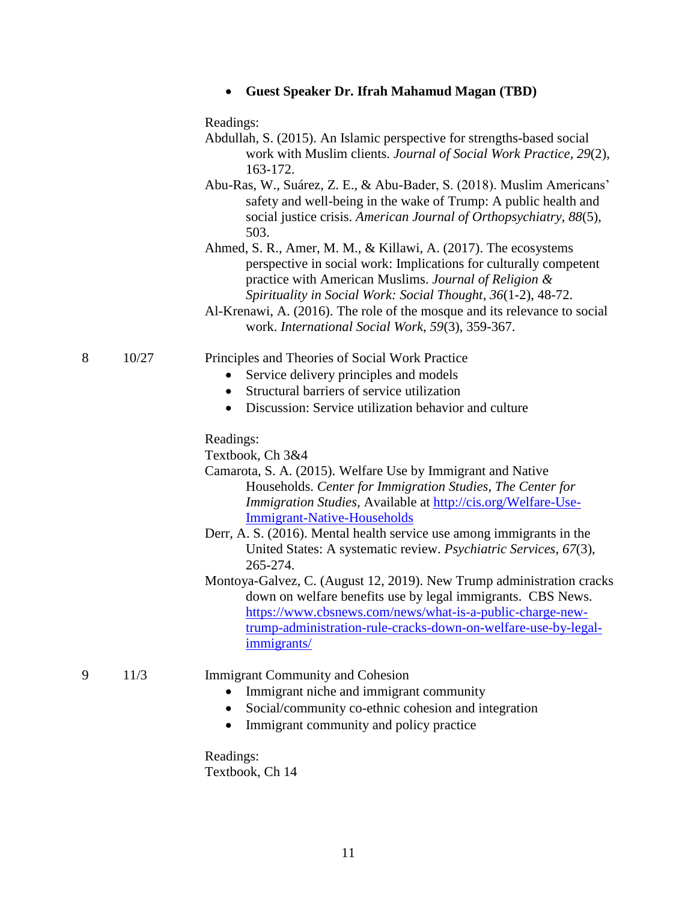- **Guest Speaker Dr. Ifrah Mahamud Magan (TBD)**

Readings:

Abdullah, S. (2015). An Islamic perspective for strengths-based social work with Muslim clients. *Journal of Social Work Practice*, *29*(2), 163-172.

Abu-Ras, W., Suárez, Z. E., & Abu-Bader, S. (2018). Muslim Americans' safety and well-being in the wake of Trump: A public health and social justice crisis. *American Journal of Orthopsychiatry*, *88*(5), 503.

Ahmed, S. R., Amer, M. M., & Killawi, A. (2017). The ecosystems perspective in social work: Implications for culturally competent practice with American Muslims. *Journal of Religion & Spirituality in Social Work: Social Thought*, *36*(1-2), 48-72.

Al-Krenawi, A. (2016). The role of the mosque and its relevance to social work. *International Social Work*, *59*(3), 359-367.

| 8 | 10/27 | Principles and Theories of Social Work Practice |
|---|---|---|

- Service delivery principles and models
- Structural barriers of service utilization
- Discussion: Service utilization behavior and culture

Readings:

Textbook, Ch 3&4

Camarota, S. A. (2015). Welfare Use by Immigrant and Native Households. *Center for Immigration Studies, The Center for Immigration Studies*, Available at [http://cis.org/Welfare-Use-Immigrant-Native-Households](http://cis.org/Welfare-Use-Immigrant-Native-Households)

Derr, A. S. (2016). Mental health service use among immigrants in the United States: A systematic review. *Psychiatric Services*, *67*(3), 265-274.

Montoya-Galvez, C. (August 12, 2019). New Trump administration cracks down on welfare benefits use by legal immigrants. CBS News. [https://www.cbsnews.com/news/what-is-a-public-charge-new-trump-administration-rule-cracks-down-on-welfare-use-by-legal-immigrants/](https://www.cbsnews.com/news/what-is-a-public-charge-new-trump-administration-rule-cracks-down-on-welfare-use-by-legal-immigrants/)

| 9 | 11/3 | Immigrant Community and Cohesion |
|---|---|---|

- Immigrant niche and immigrant community
- Social/community co-ethnic cohesion and integration
- Immigrant community and policy practice

Readings:

Textbook, Ch 14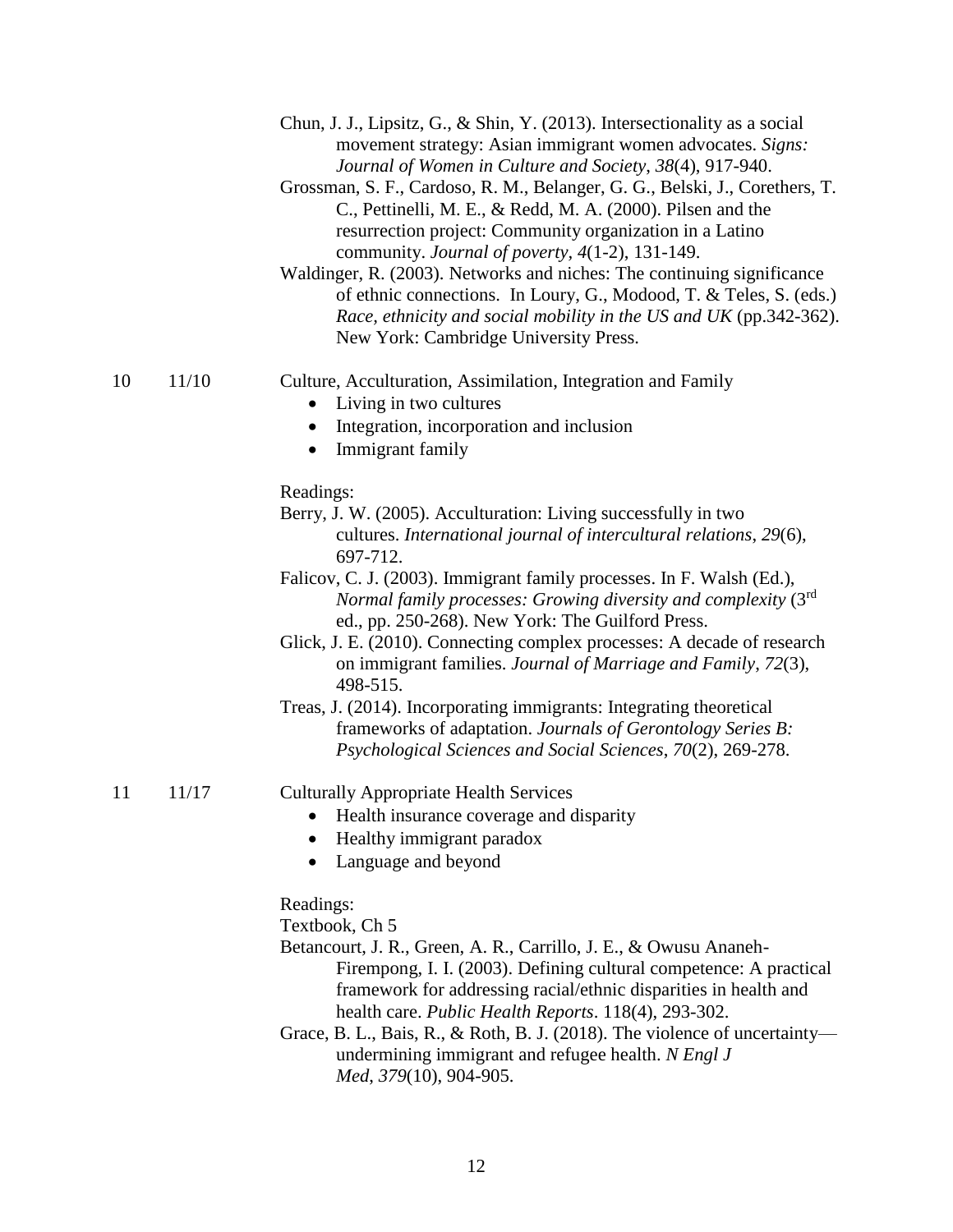Chun, J. J., Lipsitz, G., & Shin, Y. (2013). Intersectionality as a social movement strategy: Asian immigrant women advocates. *Signs: Journal of Women in Culture and Society*, *38*(4), 917-940.

Grossman, S. F., Cardoso, R. M., Belanger, G. G., Belski, J., Corethers, T. C., Pettinelli, M. E., & Redd, M. A. (2000). Pilsen and the resurrection project: Community organization in a Latino community. *Journal of poverty*, *4*(1-2), 131-149.

Waldinger, R. (2003). Networks and niches: The continuing significance of ethnic connections. In Loury, G., Modood, T. & Teles, S. (eds.) *Race, ethnicity and social mobility in the US and UK* (pp.342-362). New York: Cambridge University Press.

10 11/10 Culture, Acculturation, Assimilation, Integration and Family

- Living in two cultures
- Integration, incorporation and inclusion
- Immigrant family

Readings:

Berry, J. W. (2005). Acculturation: Living successfully in two cultures. *International journal of intercultural relations*, *29*(6), 697-712.

Falicov, C. J. (2003). Immigrant family processes. In F. Walsh (Ed.), *Normal family processes: Growing diversity and complexity* (3rd ed., pp. 250-268). New York: The Guilford Press.

Glick, J. E. (2010). Connecting complex processes: A decade of research on immigrant families. *Journal of Marriage and Family*, *72*(3), 498-515.

Treas, J. (2014). Incorporating immigrants: Integrating theoretical frameworks of adaptation. *Journals of Gerontology Series B: Psychological Sciences and Social Sciences*, *70*(2), 269-278.

11 11/17 Culturally Appropriate Health Services

- Health insurance coverage and disparity
- Healthy immigrant paradox
- Language and beyond

Readings:

Textbook, Ch 5

Betancourt, J. R., Green, A. R., Carrillo, J. E., & Owusu Ananeh-Firempong, I. I. (2003). Defining cultural competence: A practical framework for addressing racial/ethnic disparities in health and health care. *Public Health Reports*. 118(4), 293-302.

Grace, B. L., Bais, R., & Roth, B. J. (2018). The violence of uncertainty—undermining immigrant and refugee health. *N Engl J Med*, *379*(10), 904-905.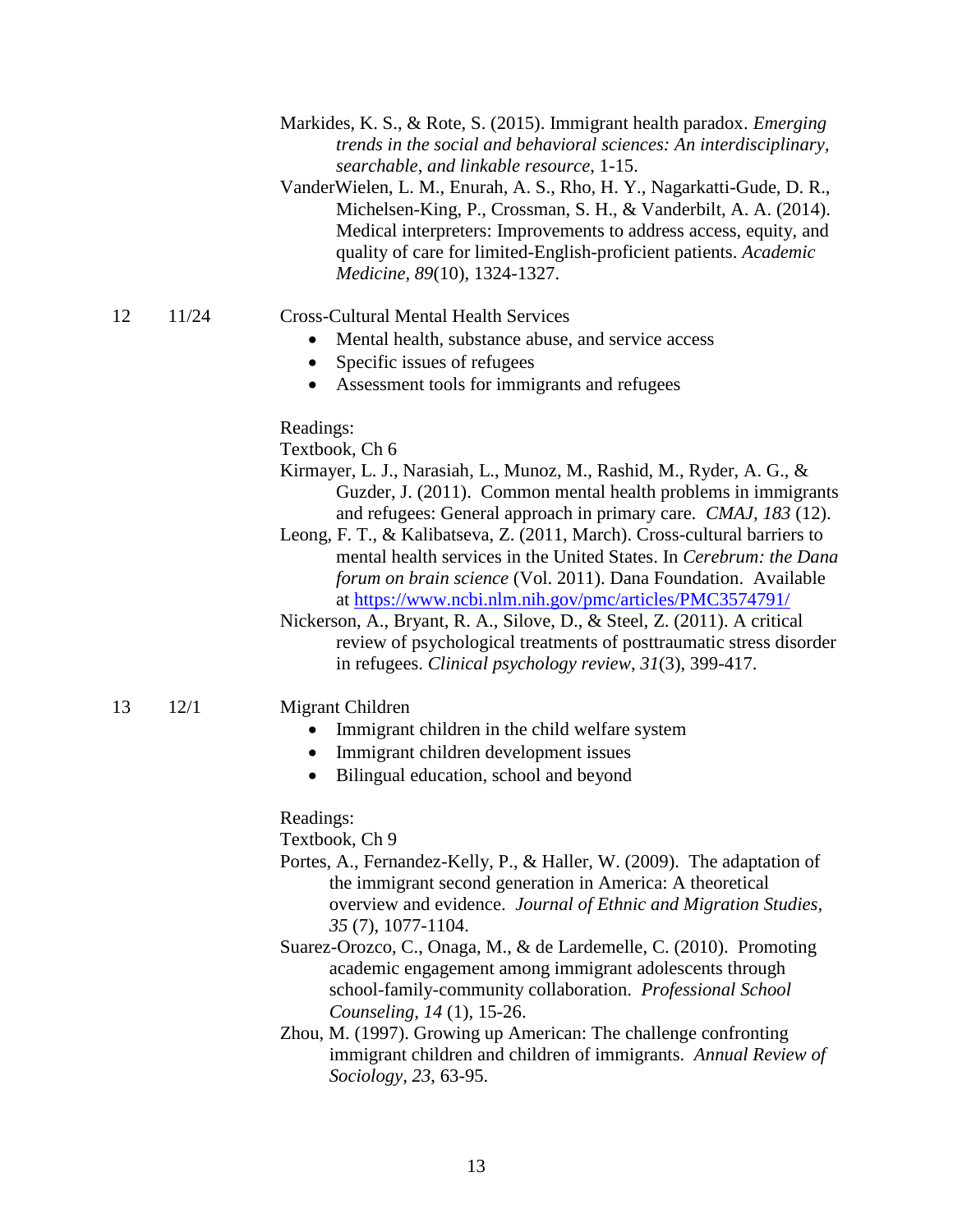Markides, K. S., & Rote, S. (2015). Immigrant health paradox. *Emerging trends in the social and behavioral sciences: An interdisciplinary, searchable, and linkable resource*, 1-15.

VanderWielen, L. M., Enurah, A. S., Rho, H. Y., Nagarkatti-Gude, D. R., Michelsen-King, P., Crossman, S. H., & Vanderbilt, A. A. (2014). Medical interpreters: Improvements to address access, equity, and quality of care for limited-English-proficient patients. *Academic Medicine*, *89*(10), 1324-1327.

12 11/24 Cross-Cultural Mental Health Services

- Mental health, substance abuse, and service access
- Specific issues of refugees
- Assessment tools for immigrants and refugees

Readings:

Textbook, Ch 6

Kirmayer, L. J., Narasiah, L., Munoz, M., Rashid, M., Ryder, A. G., & Guzder, J. (2011). Common mental health problems in immigrants and refugees: General approach in primary care. *CMAJ, 183* (12).

Leong, F. T., & Kalibatseva, Z. (2011, March). Cross-cultural barriers to mental health services in the United States. In *Cerebrum: the Dana forum on brain science* (Vol. 2011). Dana Foundation. Available at https://www.ncbi.nlm.nih.gov/pmc/articles/PMC3574791/

Nickerson, A., Bryant, R. A., Silove, D., & Steel, Z. (2011). A critical review of psychological treatments of posttraumatic stress disorder in refugees. *Clinical psychology review*, *31*(3), 399-417.

13 12/1 Migrant Children

- Immigrant children in the child welfare system
- Immigrant children development issues
- Bilingual education, school and beyond

Readings:

Textbook, Ch 9

Portes, A., Fernandez-Kelly, P., & Haller, W. (2009). The adaptation of the immigrant second generation in America: A theoretical overview and evidence. *Journal of Ethnic and Migration Studies, 35* (7), 1077-1104.

Suarez-Orozco, C., Onaga, M., & de Lardemelle, C. (2010). Promoting academic engagement among immigrant adolescents through school-family-community collaboration. *Professional School Counseling, 14* (1), 15-26.

Zhou, M. (1997). Growing up American: The challenge confronting immigrant children and children of immigrants. *Annual Review of Sociology, 23*, 63-95.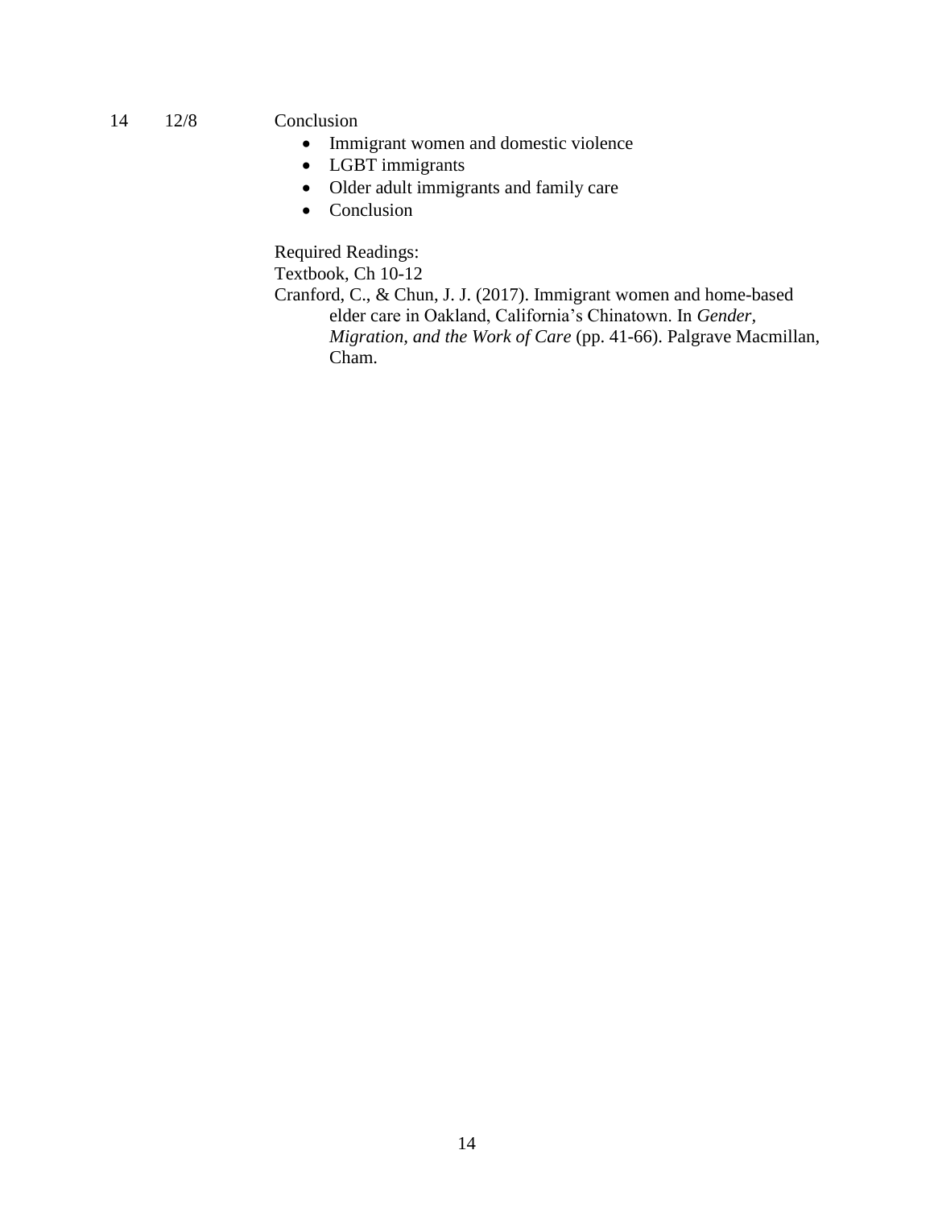14 12/8 Conclusion

- Immigrant women and domestic violence
- LGBT immigrants
- Older adult immigrants and family care
- Conclusion

Required Readings:

Textbook, Ch 10-12

Cranford, C., & Chun, J. J. (2017). Immigrant women and home-based elder care in Oakland, California's Chinatown. In *Gender, Migration, and the Work of Care* (pp. 41-66). Palgrave Macmillan, Cham.